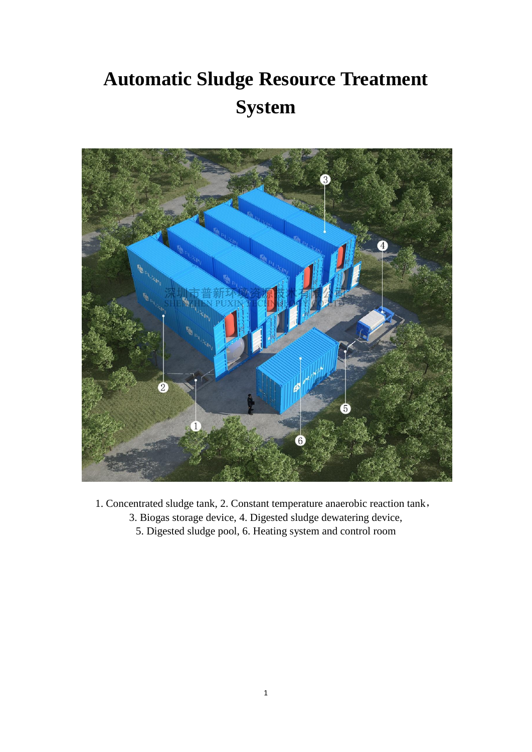# Automatic Sludge Resource Treatment System

1. Concentrated sludge tank, 2. Constant temperature anaerobic reaction tank，
3. Biogas storage device, 4. Digested sludge dewatering device,
5. Digested sludge pool, 6. Heating system and control room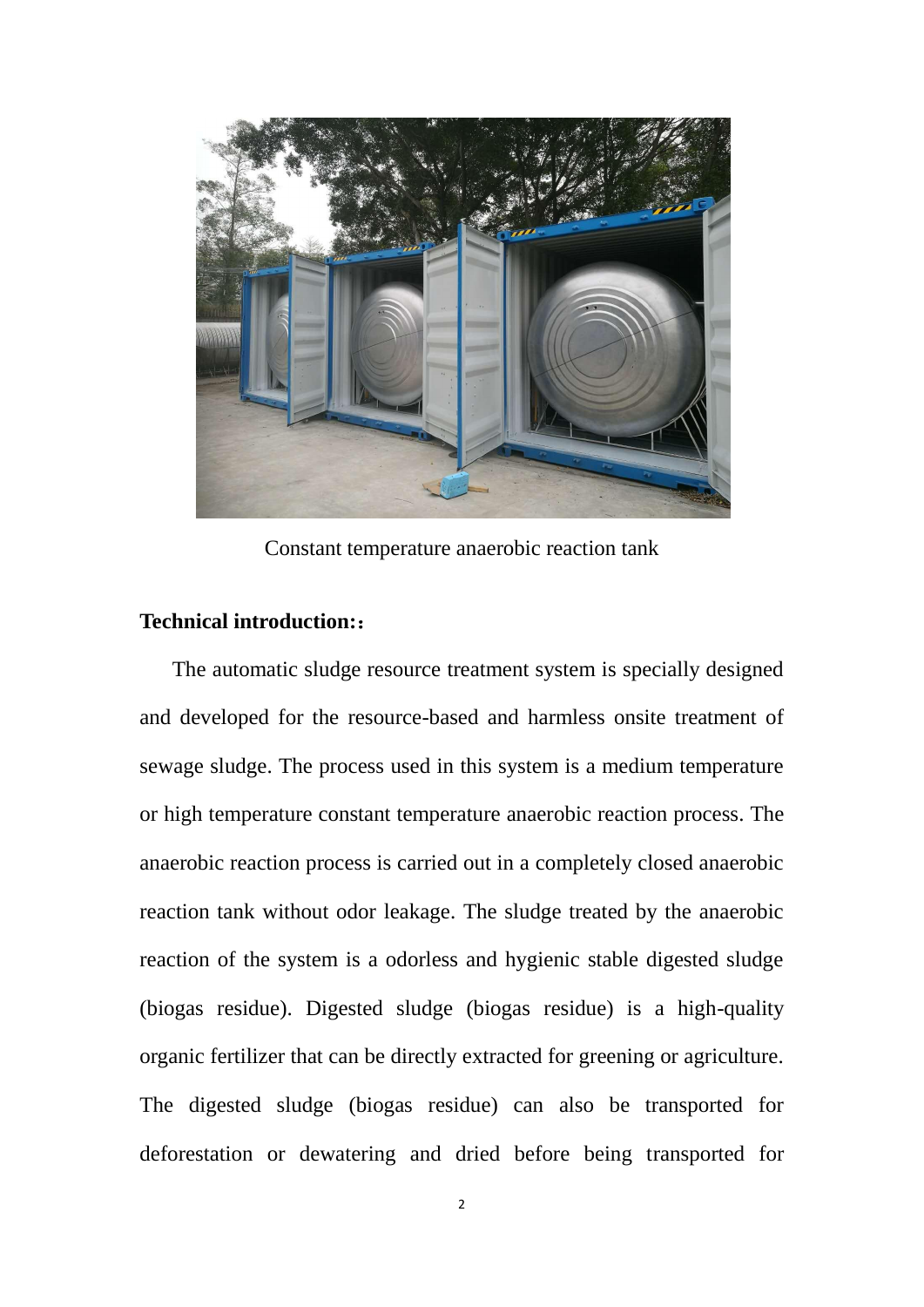Constant temperature anaerobic reaction tank

**Technical introduction:：**

The automatic sludge resource treatment system is specially designed and developed for the resource-based and harmless onsite treatment of sewage sludge. The process used in this system is a medium temperature or high temperature constant temperature anaerobic reaction process. The anaerobic reaction process is carried out in a completely closed anaerobic reaction tank without odor leakage. The sludge treated by the anaerobic reaction of the system is a odorless and hygienic stable digested sludge (biogas residue). Digested sludge (biogas residue) is a high-quality organic fertilizer that can be directly extracted for greening or agriculture. The digested sludge (biogas residue) can also be transported for deforestation or dewatering and dried before being transported for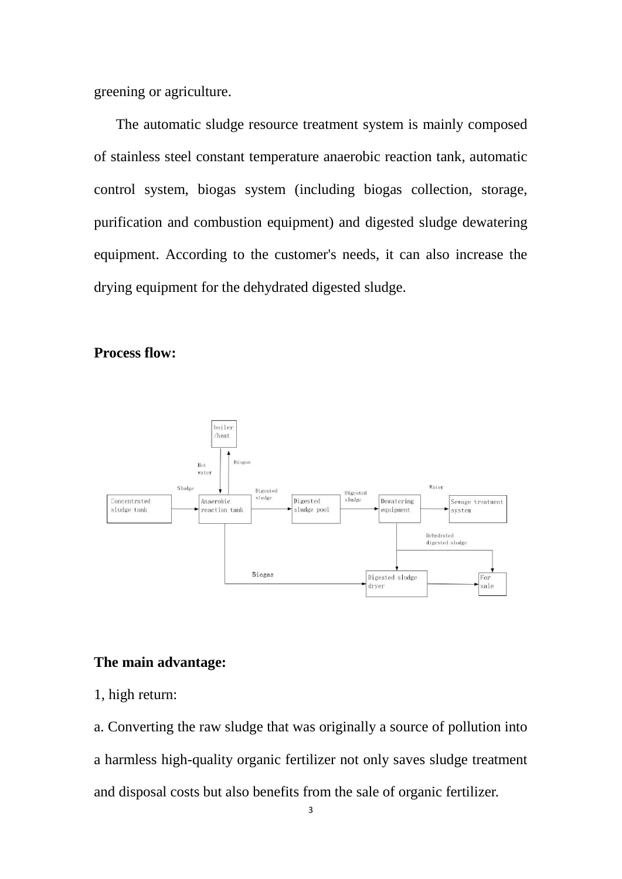greening or agriculture.

The automatic sludge resource treatment system is mainly composed of stainless steel constant temperature anaerobic reaction tank, automatic control system, biogas system (including biogas collection, storage, purification and combustion equipment) and digested sludge dewatering equipment. According to the customer's needs, it can also increase the drying equipment for the dehydrated digested sludge.

**Process flow:**

**The main advantage:**

1, high return:

a. Converting the raw sludge that was originally a source of pollution into a harmless high-quality organic fertilizer not only saves sludge treatment and disposal costs but also benefits from the sale of organic fertilizer.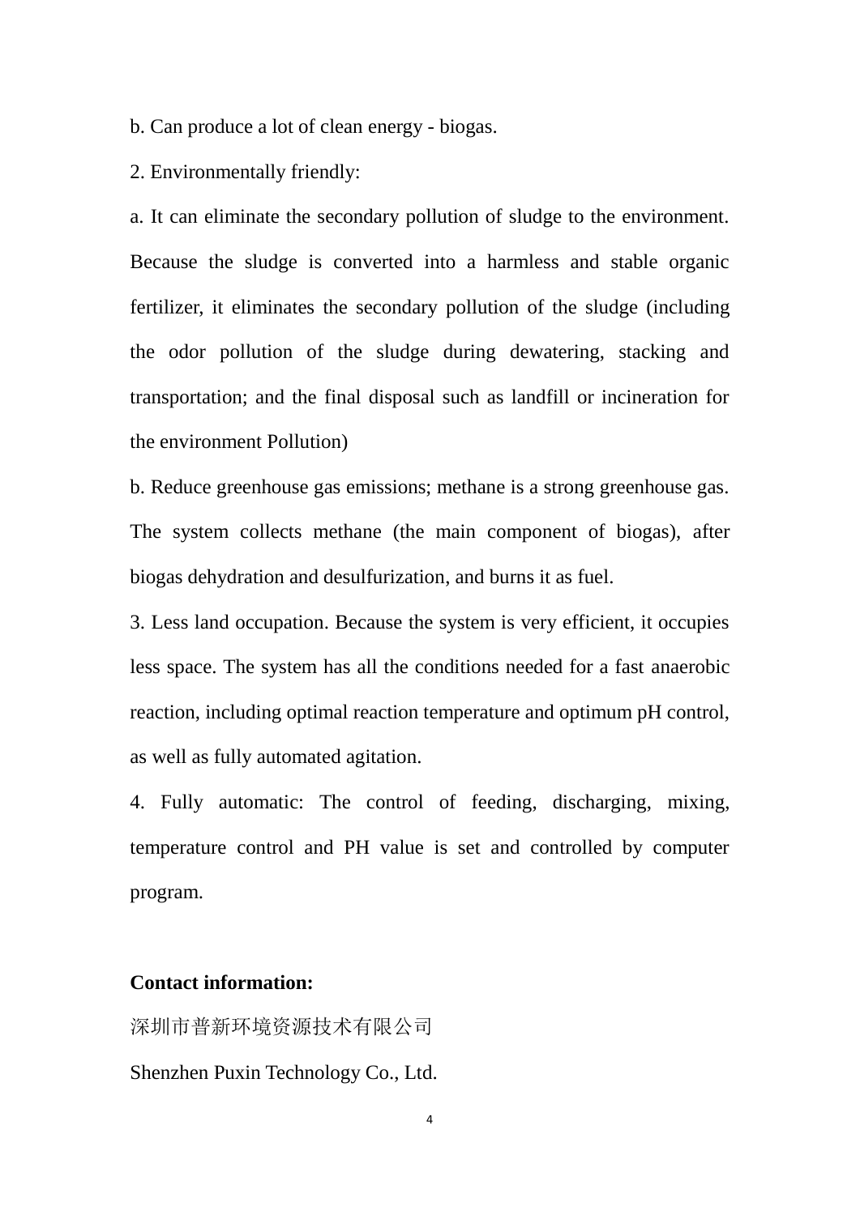b. Can produce a lot of clean energy - biogas.

2. Environmentally friendly:

a. It can eliminate the secondary pollution of sludge to the environment. Because the sludge is converted into a harmless and stable organic fertilizer, it eliminates the secondary pollution of the sludge (including the odor pollution of the sludge during dewatering, stacking and transportation; and the final disposal such as landfill or incineration for the environment Pollution)

b. Reduce greenhouse gas emissions; methane is a strong greenhouse gas. The system collects methane (the main component of biogas), after biogas dehydration and desulfurization, and burns it as fuel.

3. Less land occupation. Because the system is very efficient, it occupies less space. The system has all the conditions needed for a fast anaerobic reaction, including optimal reaction temperature and optimum pH control, as well as fully automated agitation.

4. Fully automatic: The control of feeding, discharging, mixing, temperature control and PH value is set and controlled by computer program.

**Contact information:**

深圳市普新环境资源技术有限公司

Shenzhen Puxin Technology Co., Ltd.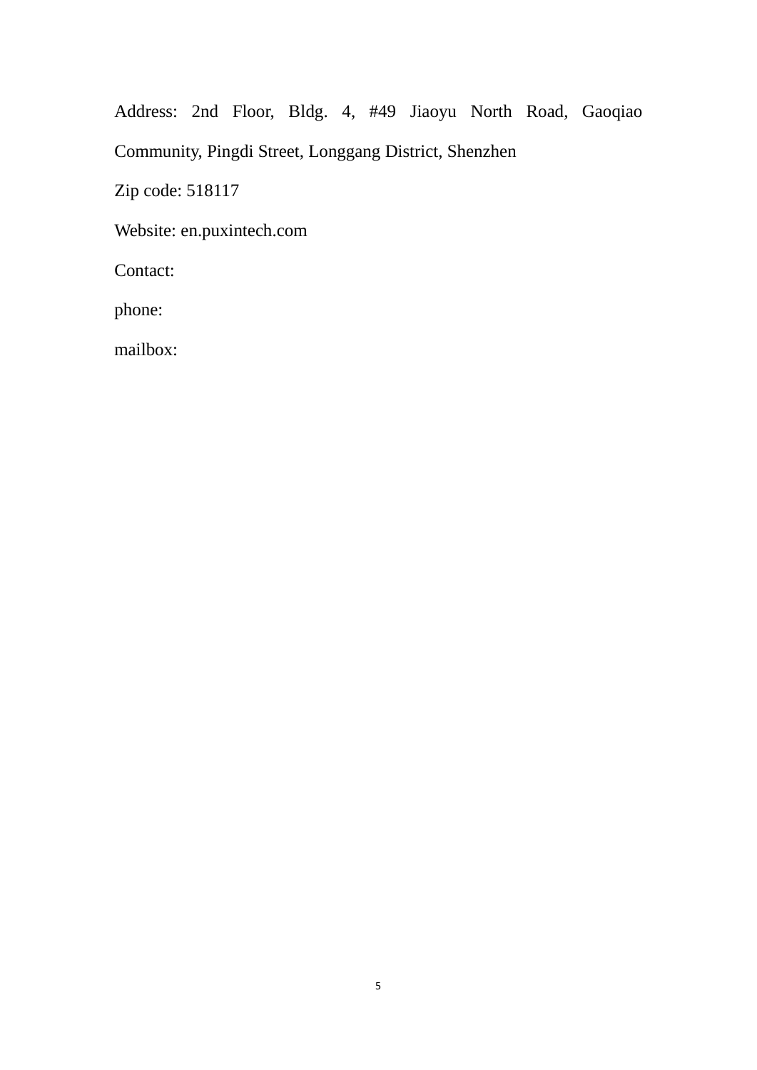Address: 2nd Floor, Bldg. 4, #49 Jiaoyu North Road, Gaoqiao Community, Pingdi Street, Longgang District, Shenzhen

Zip code: 518117

Website: en.puxintech.com

Contact:

phone:

mailbox: